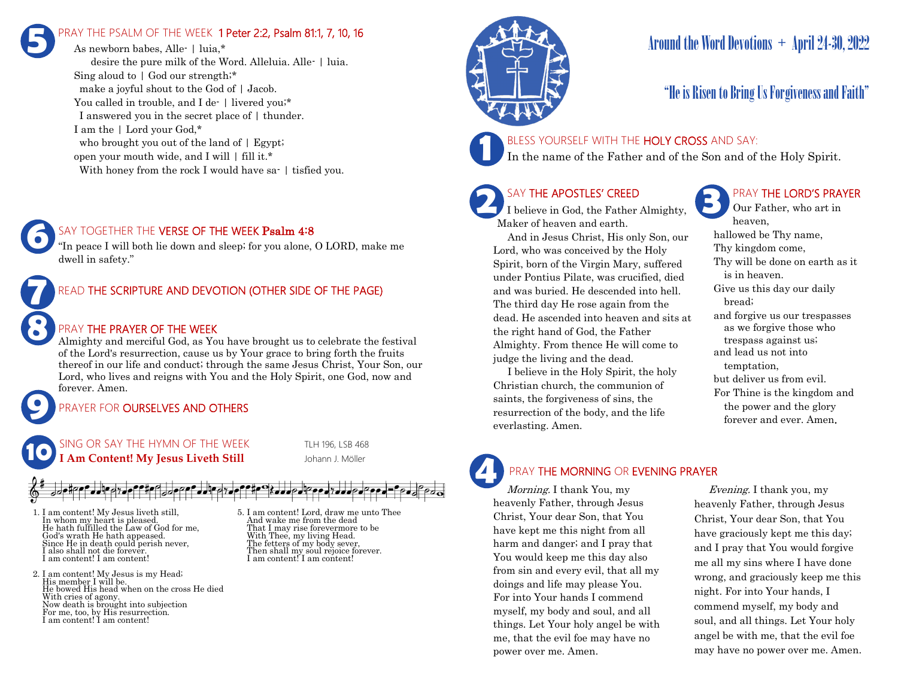# Around the Word Devotions + April 24-30, 2022

## "He is Risen to Bring Us Forgiveness and Faith"

### 1 BLESS YOURSELF WITH THE HOLY CROSS AND SAY:

In the name of the Father and of the Son and of the Holy Spirit.

### 2 SAY THE APOSTLES' CREED

I believe in God, the Father Almighty, Maker of heaven and earth.

And in Jesus Christ, His only Son, our Lord, who was conceived by the Holy Spirit, born of the Virgin Mary, suffered under Pontius Pilate, was crucified, died and was buried. He descended into hell. The third day He rose again from the dead. He ascended into heaven and sits at the right hand of God, the Father Almighty. From thence He will come to judge the living and the dead.

I believe in the Holy Spirit, the holy Christian church, the communion of saints, the forgiveness of sins, the resurrection of the body, and the life everlasting. Amen.

### 3 PRAY THE LORD'S PRAYER

Our Father, who art in heaven,
hallowed be Thy name,
Thy kingdom come,
Thy will be done on earth as it is in heaven.
Give us this day our daily bread;
and forgive us our trespasses as we forgive those who trespass against us;
and lead us not into temptation,
but deliver us from evil.
For Thine is the kingdom and the power and the glory forever and ever. Amen.

### 4 PRAY THE MORNING OR EVENING PRAYER

*Morning.* I thank You, my heavenly Father, through Jesus Christ, Your dear Son, that You have kept me this night from all harm and danger; and I pray that You would keep me this day also from sin and every evil, that all my doings and life may please You. For into Your hands I commend myself, my body and soul, and all things. Let Your holy angel be with me, that the evil foe may have no power over me. Amen.

*Evening.* I thank you, my heavenly Father, through Jesus Christ, Your dear Son, that You have graciously kept me this day; and I pray that You would forgive me all my sins where I have done wrong, and graciously keep me this night. For into Your hands, I commend myself, my body and soul, and all things. Let Your holy angel be with me, that the evil foe may have no power over me. Amen.

### 5 PRAY THE PSALM OF THE WEEK 1 Peter 2:2, Psalm 81:1, 7, 10, 16

As newborn babes, Alle- | luia,*
desire the pure milk of the Word. Alleluia. Alle- | luia.
Sing aloud to | God our strength;*
make a joyful shout to the God of | Jacob.
You called in trouble, and I de- | livered you;*
I answered you in the secret place of | thunder.
I am the | Lord your God,*
who brought you out of the land of | Egypt;
open your mouth wide, and I will | fill it.*
With honey from the rock I would have sa- | tisfied you.

### 6 SAY TOGETHER THE VERSE OF THE WEEK **Psalm 4:8**

"In peace I will both lie down and sleep; for you alone, O LORD, make me dwell in safety."

### 7 READ THE SCRIPTURE AND DEVOTION (OTHER SIDE OF THE PAGE)

### 8 PRAY THE PRAYER OF THE WEEK

Almighty and merciful God, as You have brought us to celebrate the festival of the Lord's resurrection, cause us by Your grace to bring forth the fruits thereof in our life and conduct; through the same Jesus Christ, Your Son, our Lord, who lives and reigns with You and the Holy Spirit, one God, now and forever. Amen.

### 9 PRAYER FOR OURSELVES AND OTHERS

### 10 SING OR SAY THE HYMN OF THE WEEK

**I Am Content! My Jesus Liveth Still**
TLH 196, LSB 468
Johann J. Möller

1. I am content! My Jesus liveth still,
In whom my heart is pleased.
He hath fulfilled the Law of God for me,
God's wrath He hath appeased.
Since He in death could perish never,
I also shall not die forever.
I am content! I am content!

2. I am content! My Jesus is my Head;
His member I will be.
He bowed His head when on the cross He died
With cries of agony.
Now death is brought into subjection
For me, too, by His resurrection.
I am content! I am content!

5. I am content! Lord, draw me unto Thee
And wake me from the dead
That I may rise forevermore to be
With Thee, my living Head.
The fetters of my body sever,
Then shall my soul rejoice forever.
I am content! I am content!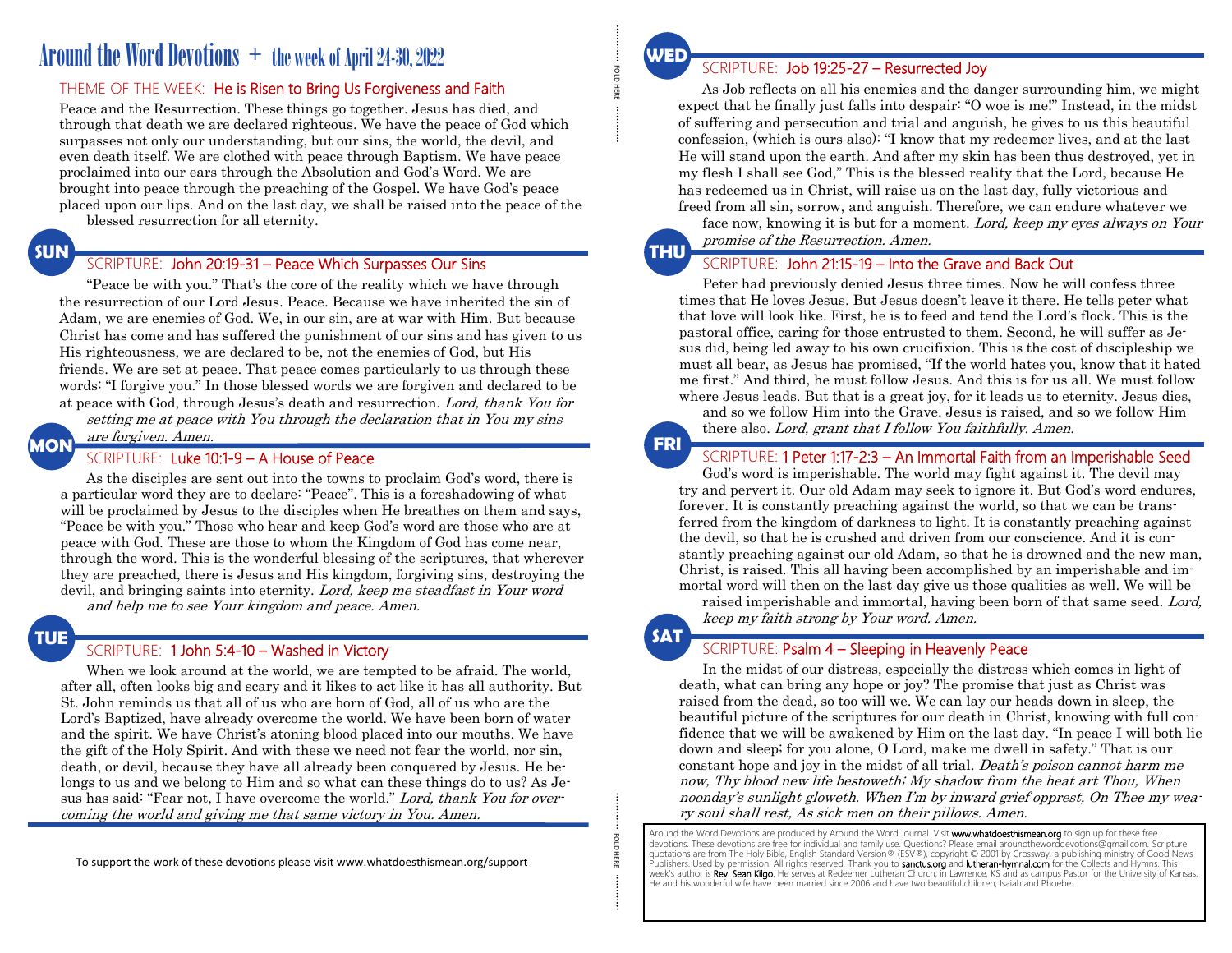# Around the Word Devotions + the week of April 24-30, 2022

## THEME OF THE WEEK: He is Risen to Bring Us Forgiveness and Faith

Peace and the Resurrection. These things go together. Jesus has died, and through that death we are declared righteous. We have the peace of God which surpasses not only our understanding, but our sins, the world, the devil, and even death itself. We are clothed with peace through Baptism. We have peace proclaimed into our ears through the Absolution and God's Word. We are brought into peace through the preaching of the Gospel. We have God's peace placed upon our lips. And on the last day, we shall be raised into the peace of the blessed resurrection for all eternity.

## SUN

### SCRIPTURE: John 20:19-31 – Peace Which Surpasses Our Sins

"Peace be with you." That's the core of the reality which we have through the resurrection of our Lord Jesus. Peace. Because we have inherited the sin of Adam, we are enemies of God. We, in our sin, are at war with Him. But because Christ has come and has suffered the punishment of our sins and has given to us His righteousness, we are declared to be, not the enemies of God, but His friends. We are set at peace. That peace comes particularly to us through these words: "I forgive you." In those blessed words we are forgiven and declared to be at peace with God, through Jesus's death and resurrection. *Lord, thank You for setting me at peace with You through the declaration that in You my sins are forgiven. Amen.*

## MON

### SCRIPTURE: Luke 10:1-9 – A House of Peace

As the disciples are sent out into the towns to proclaim God's word, there is a particular word they are to declare: "Peace". This is a foreshadowing of what will be proclaimed by Jesus to the disciples when He breathes on them and says, "Peace be with you." Those who hear and keep God's word are those who are at peace with God. These are those to whom the Kingdom of God has come near, through the word. This is the wonderful blessing of the scriptures, that wherever they are preached, there is Jesus and His kingdom, forgiving sins, destroying the devil, and bringing saints into eternity. *Lord, keep me steadfast in Your word and help me to see Your kingdom and peace. Amen.*

## TUE

### SCRIPTURE: 1 John 5:4-10 – Washed in Victory

When we look around at the world, we are tempted to be afraid. The world, after all, often looks big and scary and it likes to act like it has all authority. But St. John reminds us that all of us who are born of God, all of us who are the Lord's Baptized, have already overcome the world. We have been born of water and the spirit. We have Christ's atoning blood placed into our mouths. We have the gift of the Holy Spirit. And with these we need not fear the world, nor sin, death, or devil, because they have all already been conquered by Jesus. He belongs to us and we belong to Him and so what can these things do to us? As Jesus has said: "Fear not, I have overcome the world." *Lord, thank You for overcoming the world and giving me that same victory in You. Amen.*

To support the work of these devotions please visit www.whatdoesthismean.org/support

## WED

### SCRIPTURE: Job 19:25-27 – Resurrected Joy

As Job reflects on all his enemies and the danger surrounding him, we might expect that he finally just falls into despair: "O woe is me!" Instead, in the midst of suffering and persecution and trial and anguish, he gives to us this beautiful confession, (which is ours also): "I know that my redeemer lives, and at the last He will stand upon the earth. And after my skin has been thus destroyed, yet in my flesh I shall see God," This is the blessed reality that the Lord, because He has redeemed us in Christ, will raise us on the last day, fully victorious and freed from all sin, sorrow, and anguish. Therefore, we can endure whatever we face now, knowing it is but for a moment. *Lord, keep my eyes always on Your promise of the Resurrection. Amen.*

## THU

### SCRIPTURE: John 21:15-19 – Into the Grave and Back Out

Peter had previously denied Jesus three times. Now he will confess three times that He loves Jesus. But Jesus doesn't leave it there. He tells peter what that love will look like. First, he is to feed and tend the Lord's flock. This is the pastoral office, caring for those entrusted to them. Second, he will suffer as Jesus did, being led away to his own crucifixion. This is the cost of discipleship we must all bear, as Jesus has promised, "If the world hates you, know that it hated me first." And third, he must follow Jesus. And this is for us all. We must follow where Jesus leads. But that is a great joy, for it leads us to eternity. Jesus dies, and so we follow Him into the Grave. Jesus is raised, and so we follow Him there also. *Lord, grant that I follow You faithfully. Amen.*

## FRI

### SCRIPTURE: 1 Peter 1:17-2:3 – An Immortal Faith from an Imperishable Seed

God's word is imperishable. The world may fight against it. The devil may try and pervert it. Our old Adam may seek to ignore it. But God's word endures, forever. It is constantly preaching against the world, so that we can be transferred from the kingdom of darkness to light. It is constantly preaching against the devil, so that he is crushed and driven from our conscience. And it is constantly preaching against our old Adam, so that he is drowned and the new man, Christ, is raised. This all having been accomplished by an imperishable and immortal word will then on the last day give us those qualities as well. We will be raised imperishable and immortal, having been born of that same seed. *Lord, keep my faith strong by Your word. Amen.*

## SAT

### SCRIPTURE: Psalm 4 – Sleeping in Heavenly Peace

In the midst of our distress, especially the distress which comes in light of death, what can bring any hope or joy? The promise that just as Christ was raised from the dead, so too will we. We can lay our heads down in sleep, the beautiful picture of the scriptures for our death in Christ, knowing with full confidence that we will be awakened by Him on the last day. "In peace I will both lie down and sleep; for you alone, O Lord, make me dwell in safety." That is our constant hope and joy in the midst of all trial. *Death's poison cannot harm me now, Thy blood new life bestoweth; My shadow from the heat art Thou, When noonday's sunlight gloweth. When I'm by inward grief opprest, On Thee my weary soul shall rest, As sick men on their pillows. Amen.*

Around the Word Devotions are produced by Around the Word Journal. Visit **www.whatdoesthismean.org** to sign up for these free devotions. These devotions are free for individual and family use. Questions? Please email aroundtheworddevotions@gmail.com. Scripture quotations are from The Holy Bible, English Standard Version® (ESV®), copyright © 2001 by Crossway, a publishing ministry of Good News Publishers. Used by permission. All rights reserved. Thank you to **sanctus.org** and **lutheran-hymnal.com** for the Collects and Hymns. This week's author is **Rev. Sean Kilgo.** He serves at Redeemer Lutheran Church, in Lawrence, KS and as campus Pastor for the University of Kansas. He and his wonderful wife have been married since 2006 and have two beautiful children, Isaiah and Phoebe.